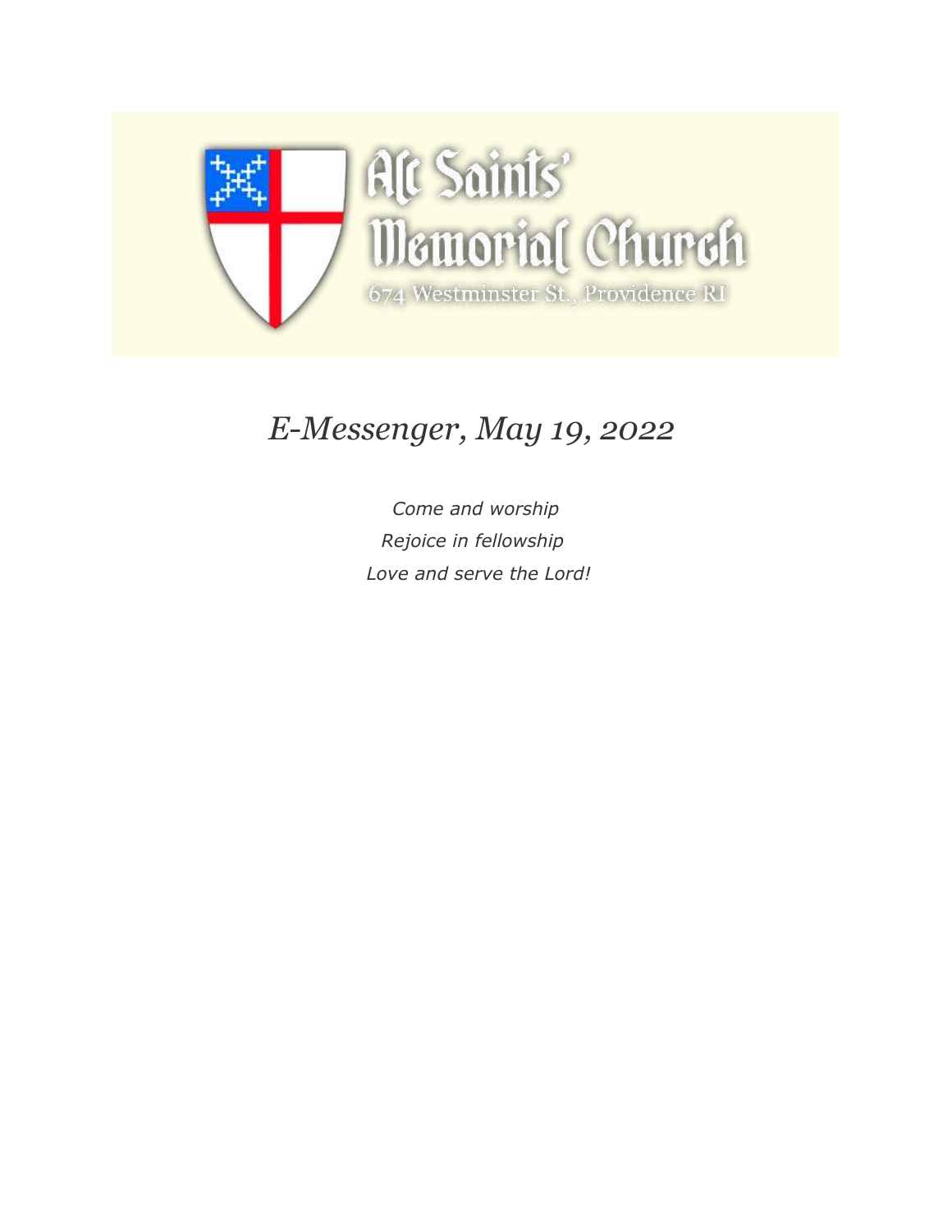All Saints' Memorial Church

674 Westminster St., Providence RI

# *E-Messenger, May 19, 2022*

*Come and worship*
*Rejoice in fellowship*
*Love and serve the Lord!*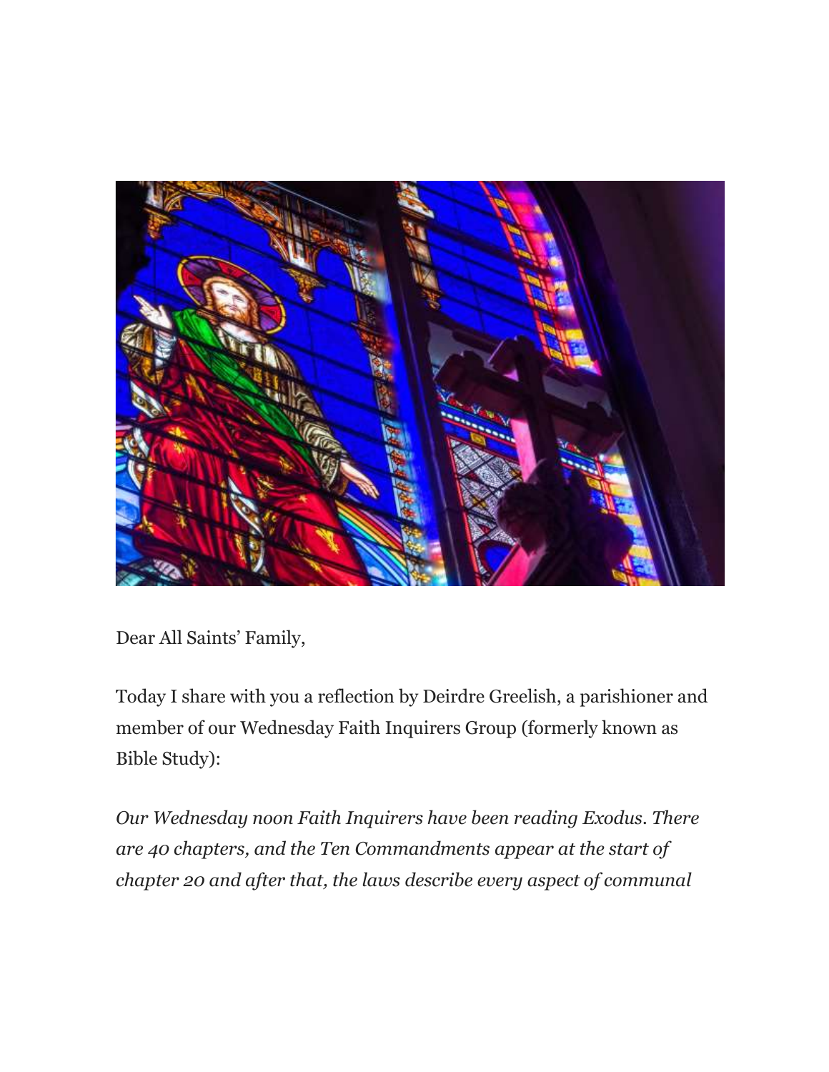Dear All Saints' Family,

Today I share with you a reflection by Deirdre Greelish, a parishioner and member of our Wednesday Faith Inquirers Group (formerly known as Bible Study):

*Our Wednesday noon Faith Inquirers have been reading Exodus. There are 40 chapters, and the Ten Commandments appear at the start of chapter 20 and after that, the laws describe every aspect of communal*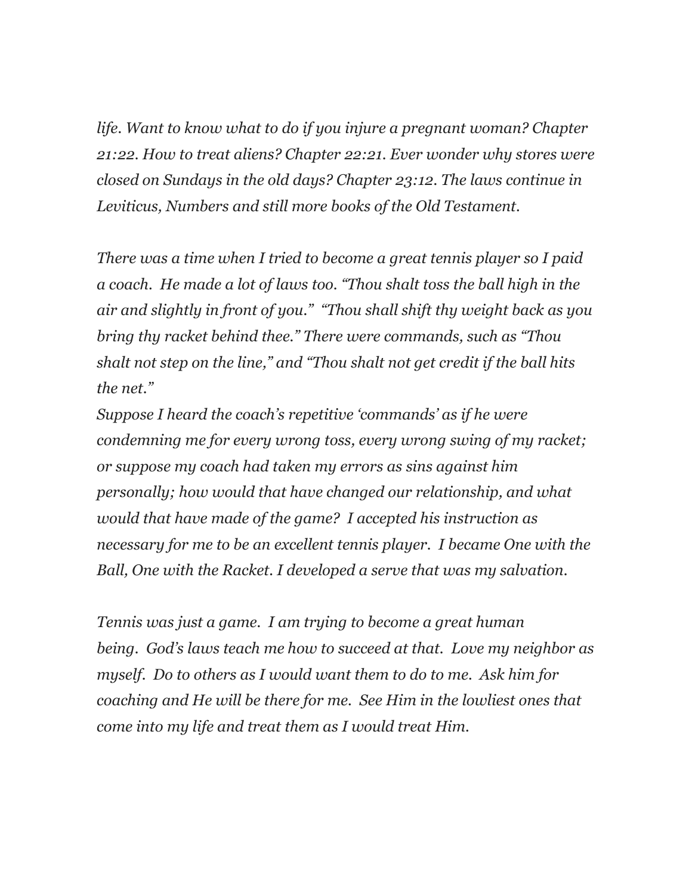*life. Want to know what to do if you injure a pregnant woman? Chapter 21:22. How to treat aliens? Chapter 22:21. Ever wonder why stores were closed on Sundays in the old days? Chapter 23:12. The laws continue in Leviticus, Numbers and still more books of the Old Testament.*

*There was a time when I tried to become a great tennis player so I paid a coach. He made a lot of laws too. "Thou shalt toss the ball high in the air and slightly in front of you." "Thou shall shift thy weight back as you bring thy racket behind thee." There were commands, such as "Thou shalt not step on the line," and "Thou shalt not get credit if the ball hits the net."*

*Suppose I heard the coach's repetitive 'commands' as if he were condemning me for every wrong toss, every wrong swing of my racket; or suppose my coach had taken my errors as sins against him personally; how would that have changed our relationship, and what would that have made of the game? I accepted his instruction as necessary for me to be an excellent tennis player. I became One with the Ball, One with the Racket. I developed a serve that was my salvation.*

*Tennis was just a game. I am trying to become a great human being. God's laws teach me how to succeed at that. Love my neighbor as myself. Do to others as I would want them to do to me. Ask him for coaching and He will be there for me. See Him in the lowliest ones that come into my life and treat them as I would treat Him.*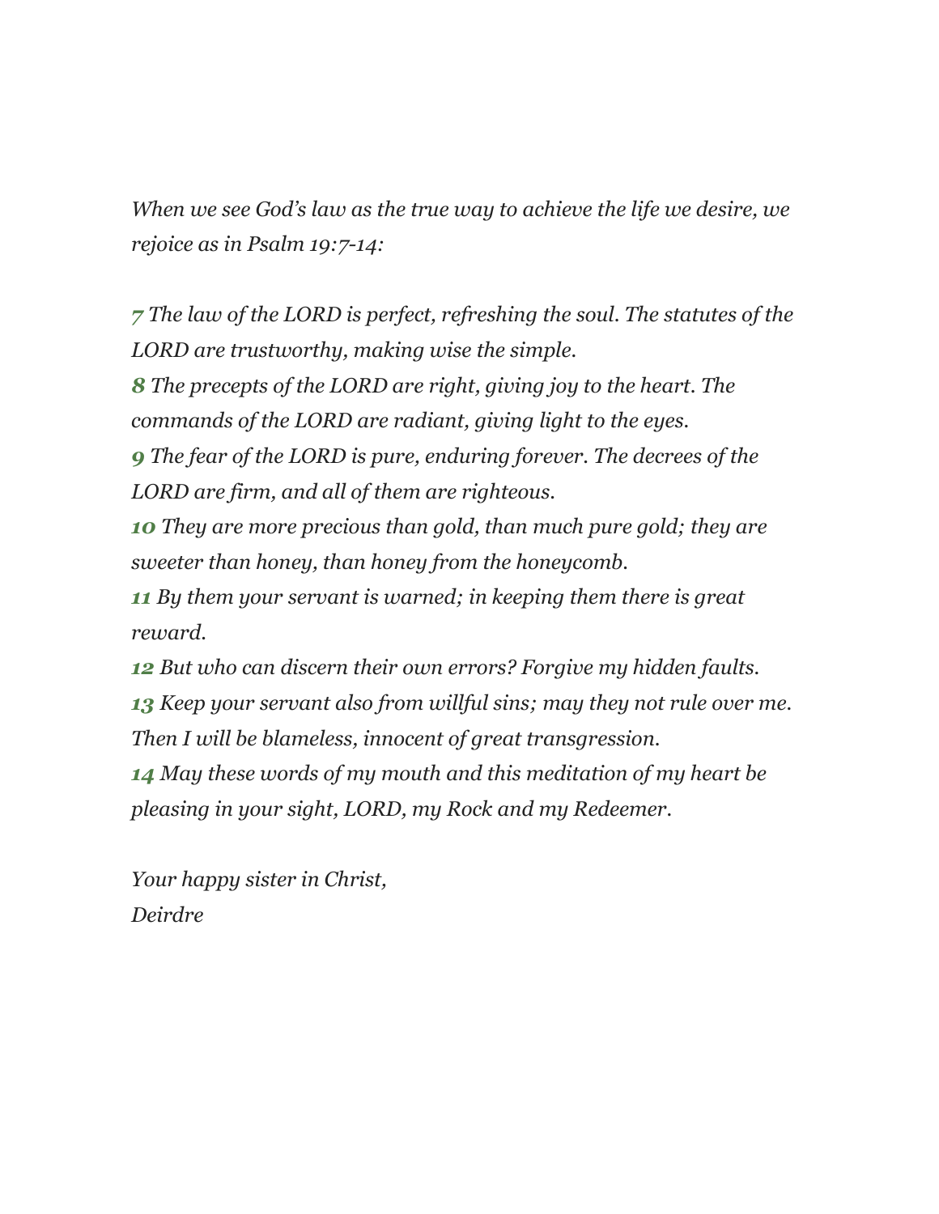*When we see God's law as the true way to achieve the life we desire, we rejoice as in Psalm 19:7-14:*

***7*** *The law of the LORD is perfect, refreshing the soul. The statutes of the LORD are trustworthy, making wise the simple.*
***8*** *The precepts of the LORD are right, giving joy to the heart. The commands of the LORD are radiant, giving light to the eyes.*
***9*** *The fear of the LORD is pure, enduring forever. The decrees of the LORD are firm, and all of them are righteous.*
***10*** *They are more precious than gold, than much pure gold; they are sweeter than honey, than honey from the honeycomb.*
***11*** *By them your servant is warned; in keeping them there is great reward.*
***12*** *But who can discern their own errors? Forgive my hidden faults.*
***13*** *Keep your servant also from willful sins; may they not rule over me. Then I will be blameless, innocent of great transgression.*
***14*** *May these words of my mouth and this meditation of my heart be pleasing in your sight, LORD, my Rock and my Redeemer.*

*Your happy sister in Christ,*
*Deirdre*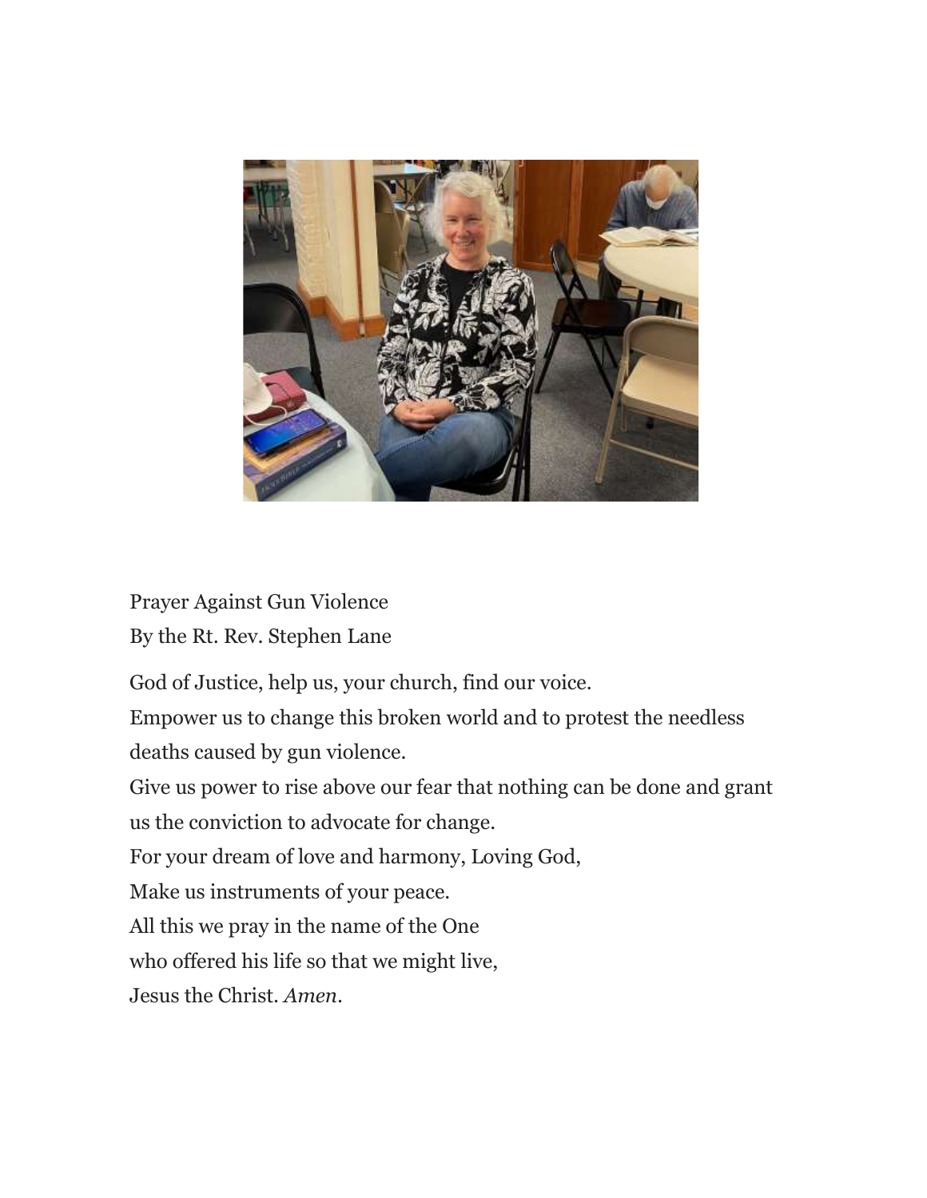Prayer Against Gun Violence

By the Rt. Rev. Stephen Lane

God of Justice, help us, your church, find our voice.

Empower us to change this broken world and to protest the needless deaths caused by gun violence.

Give us power to rise above our fear that nothing can be done and grant us the conviction to advocate for change.

For your dream of love and harmony, Loving God,

Make us instruments of your peace.

All this we pray in the name of the One

who offered his life so that we might live,

Jesus the Christ. *Amen*.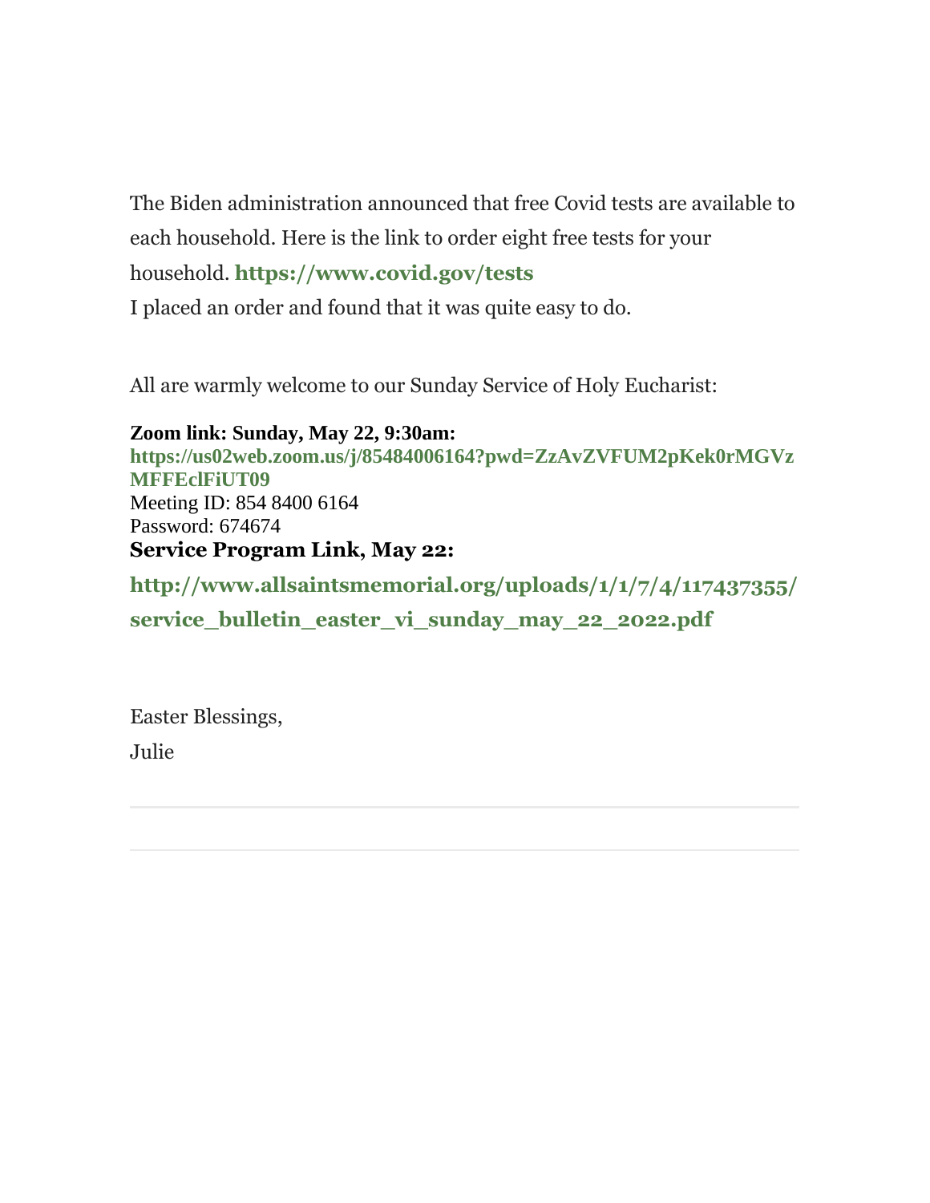The Biden administration announced that free Covid tests are available to each household. Here is the link to order eight free tests for your household. **https://www.covid.gov/tests**
I placed an order and found that it was quite easy to do.

All are warmly welcome to our Sunday Service of Holy Eucharist:

**Zoom link: Sunday, May 22, 9:30am:**
**https://us02web.zoom.us/j/85484006164?pwd=ZzAvZVFUM2pKek0rMGVzMFFEclFiUT09**
Meeting ID: 854 8400 6164
Password: 674674
**Service Program Link, May 22:**

**http://www.allsaintsmemorial.org/uploads/1/1/7/4/117437355/service_bulletin_easter_vi_sunday_may_22_2022.pdf**

Easter Blessings,

Julie

---

---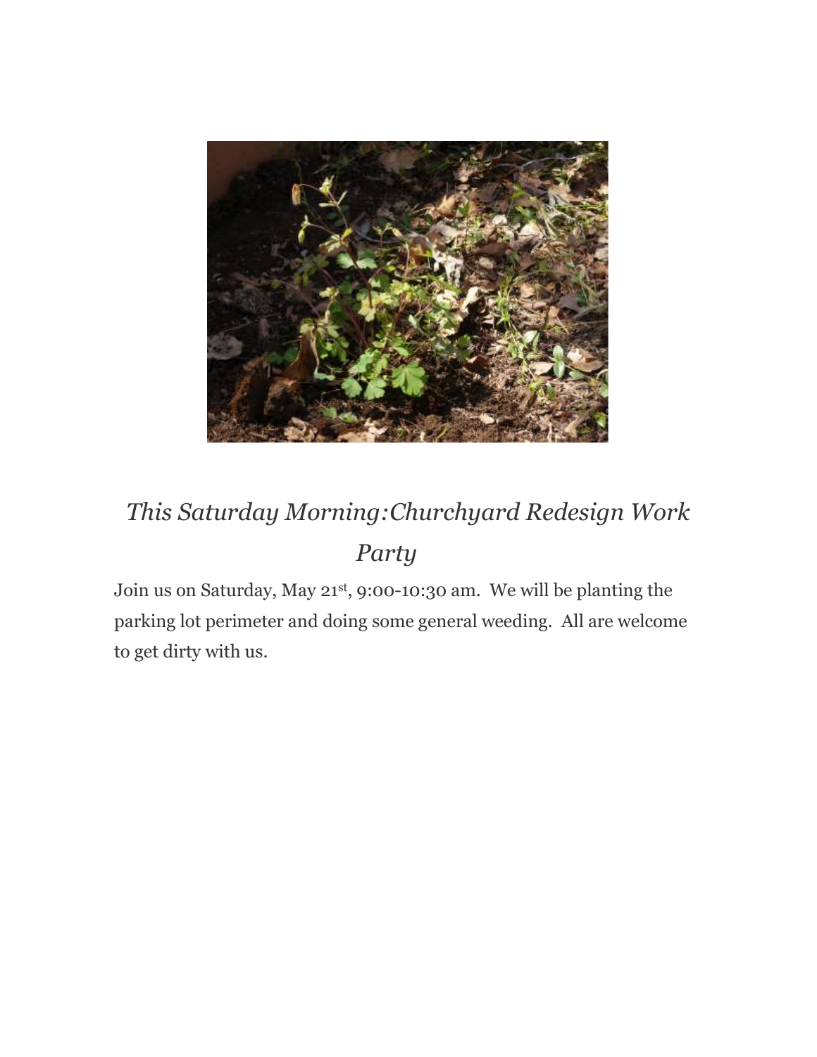## *This Saturday Morning:Churchyard Redesign Work Party*

Join us on Saturday, May 21st, 9:00-10:30 am. We will be planting the parking lot perimeter and doing some general weeding. All are welcome to get dirty with us.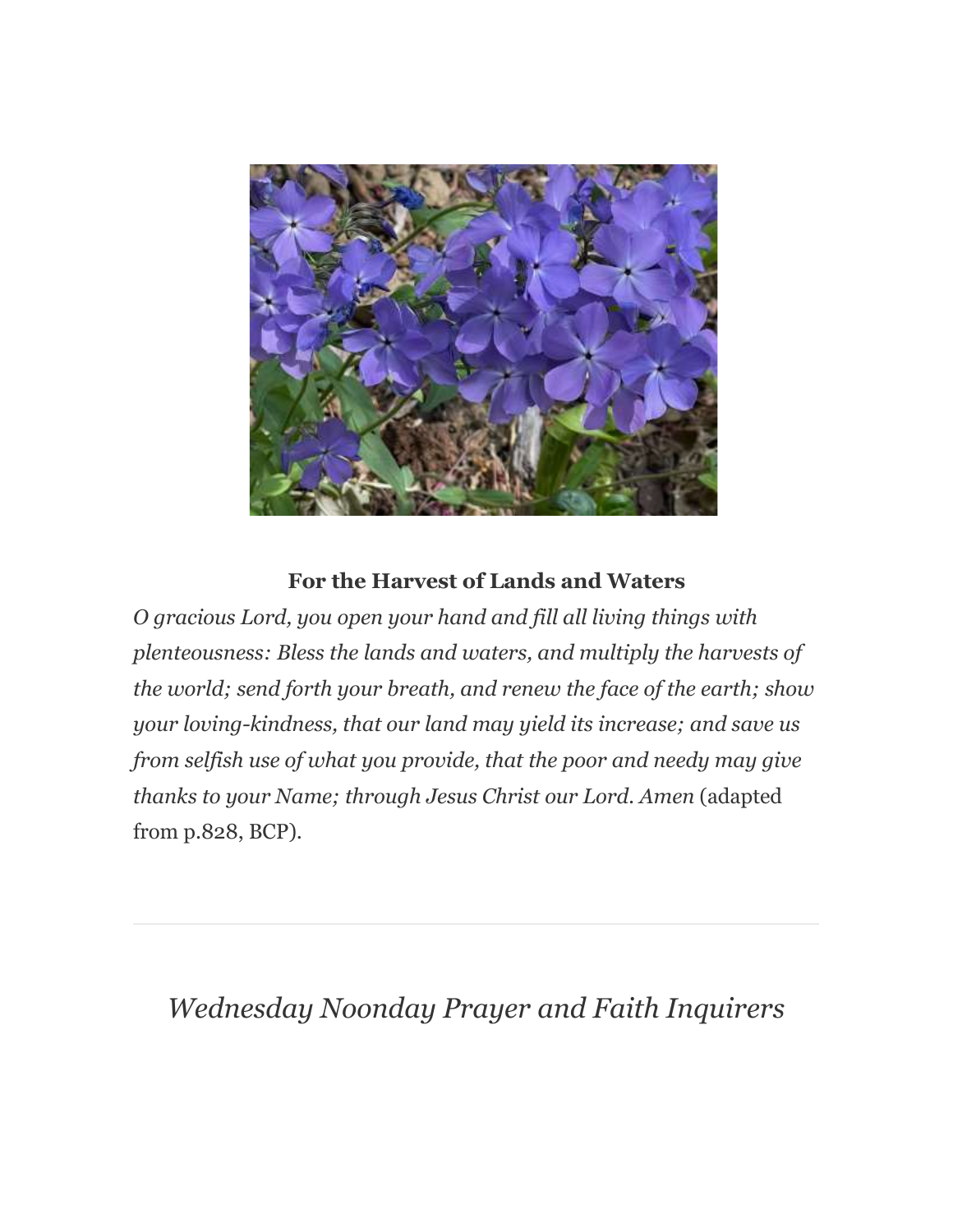**For the Harvest of Lands and Waters**

*O gracious Lord, you open your hand and fill all living things with plenteousness: Bless the lands and waters, and multiply the harvests of the world; send forth your breath, and renew the face of the earth; show your loving-kindness, that our land may yield its increase; and save us from selfish use of what you provide, that the poor and needy may give thanks to your Name; through Jesus Christ our Lord. Amen* (adapted from p.828, BCP).

---

## *Wednesday Noonday Prayer and Faith Inquirers*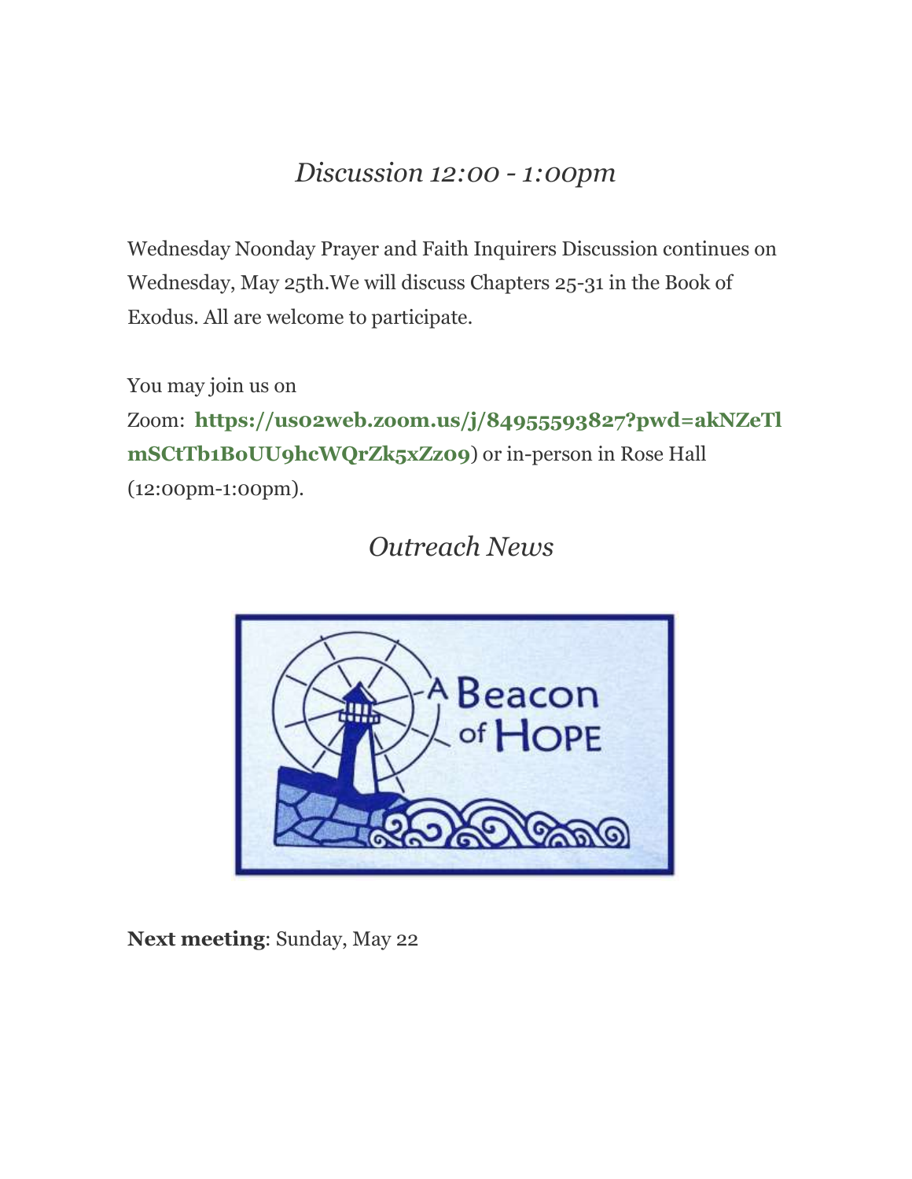## *Discussion 12:00 - 1:00pm*

Wednesday Noonday Prayer and Faith Inquirers Discussion continues on Wednesday, May 25th.We will discuss Chapters 25-31 in the Book of Exodus. All are welcome to participate.

You may join us on Zoom: **https://us02web.zoom.us/j/84955593827?pwd=akNZeTlmSCtTb1BoUU9hcWQrZk5xZz09**) or in-person in Rose Hall (12:00pm-1:00pm).

## *Outreach News*

**Next meeting**: Sunday, May 22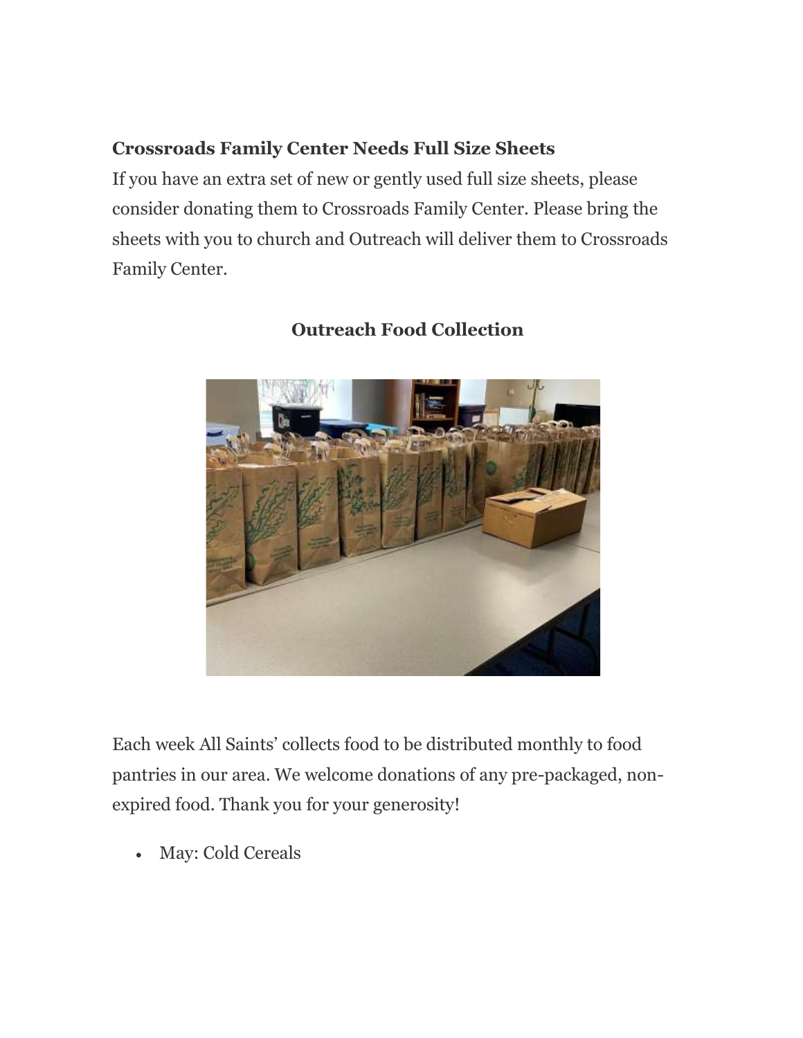**Crossroads Family Center Needs Full Size Sheets**

If you have an extra set of new or gently used full size sheets, please consider donating them to Crossroads Family Center. Please bring the sheets with you to church and Outreach will deliver them to Crossroads Family Center.

**Outreach Food Collection**

Each week All Saints' collects food to be distributed monthly to food pantries in our area. We welcome donations of any pre-packaged, non-expired food. Thank you for your generosity!

- May: Cold Cereals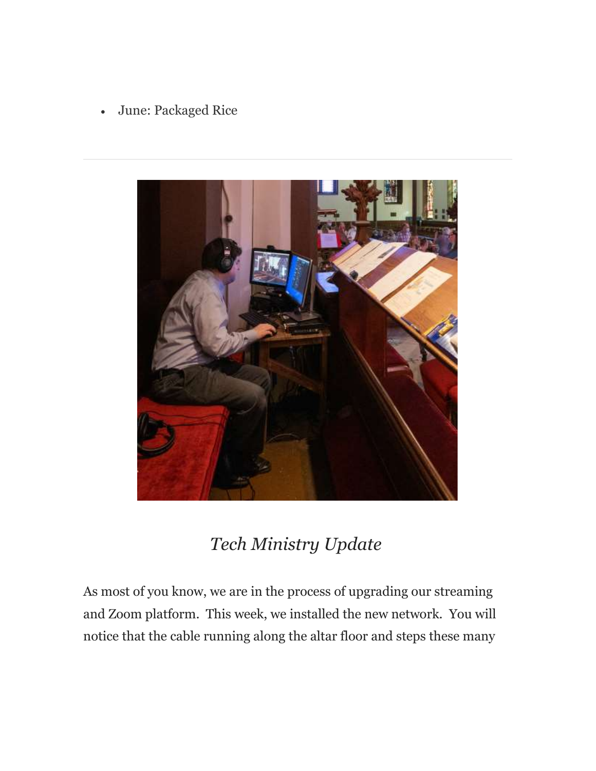- June: Packaged Rice

---

*Tech Ministry Update*

As most of you know, we are in the process of upgrading our streaming and Zoom platform. This week, we installed the new network. You will notice that the cable running along the altar floor and steps these many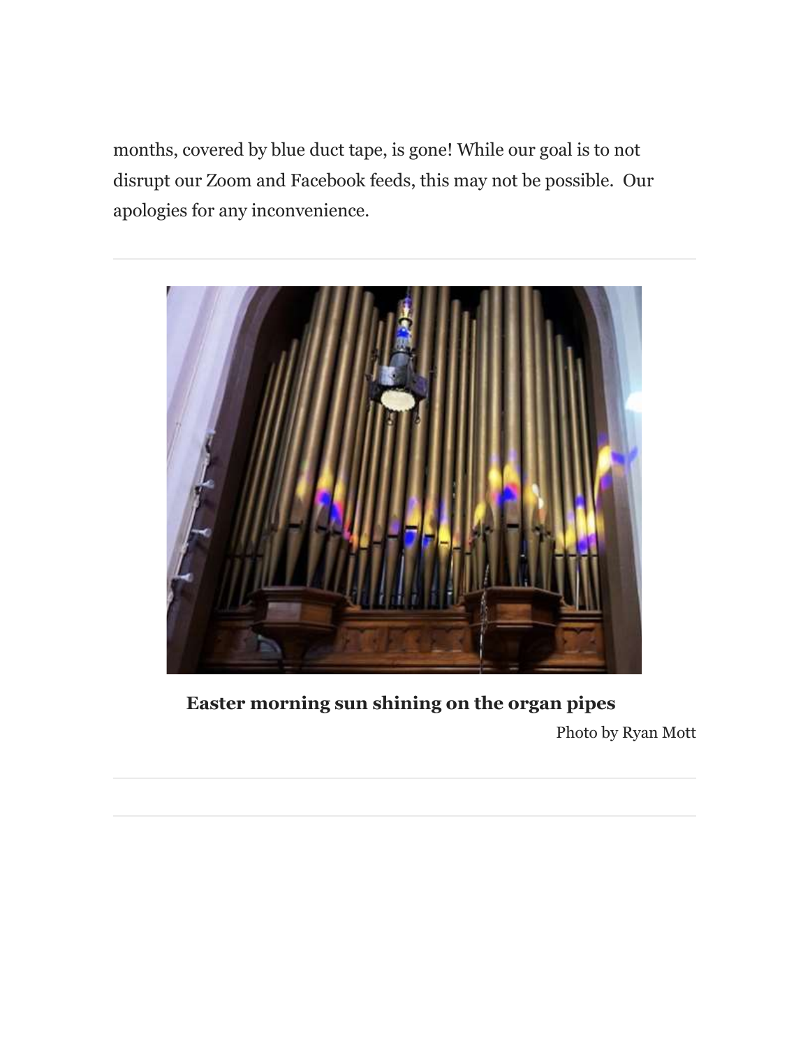months, covered by blue duct tape, is gone! While our goal is to not disrupt our Zoom and Facebook feeds, this may not be possible.  Our apologies for any inconvenience.

---

**Easter morning sun shining on the organ pipes**

Photo by Ryan Mott

---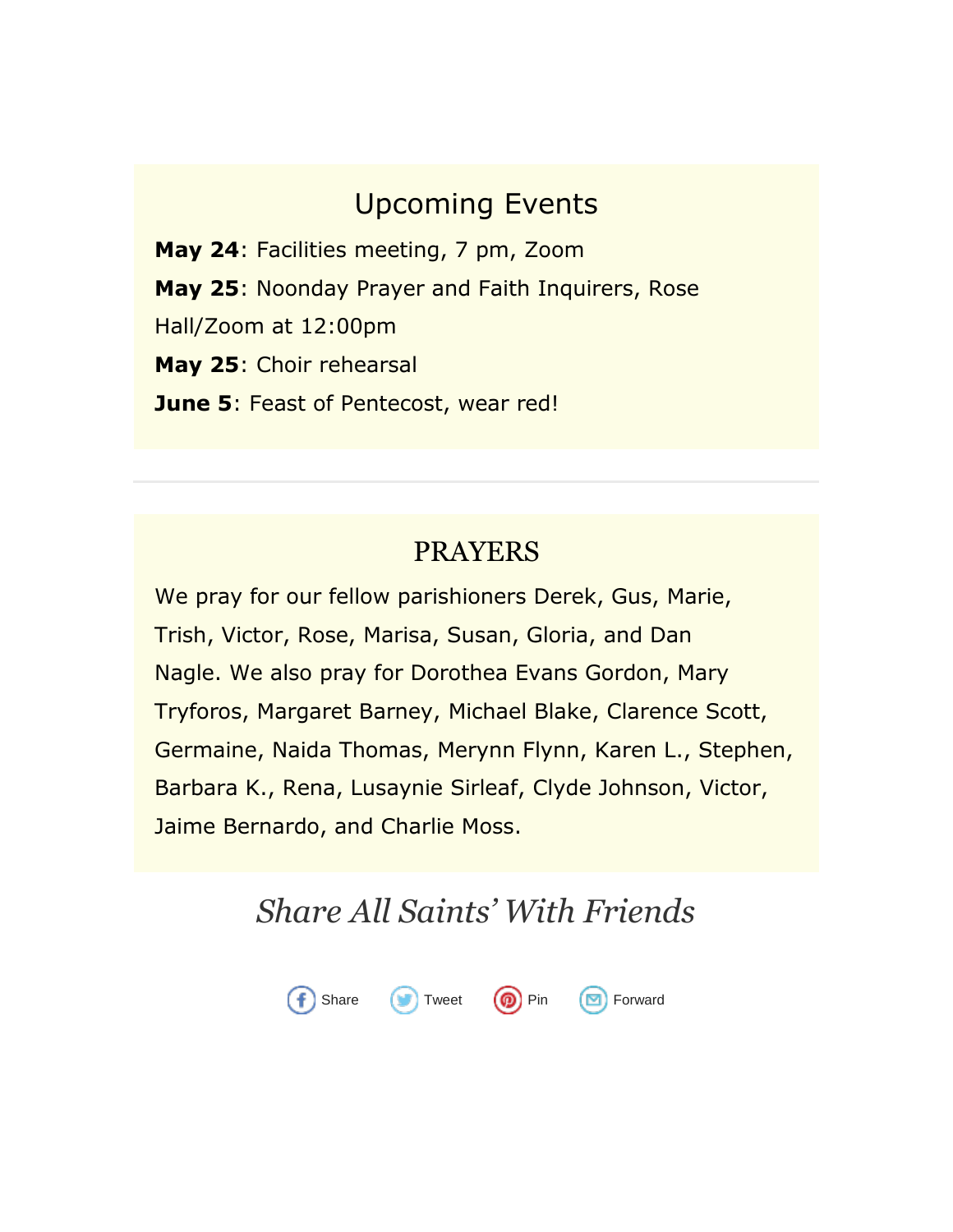## Upcoming Events

**May 24**: Facilities meeting, 7 pm, Zoom

**May 25**: Noonday Prayer and Faith Inquirers, Rose Hall/Zoom at 12:00pm

**May 25**: Choir rehearsal

**June 5**: Feast of Pentecost, wear red!

---

## PRAYERS

We pray for our fellow parishioners Derek, Gus, Marie, Trish, Victor, Rose, Marisa, Susan, Gloria, and Dan Nagle. We also pray for Dorothea Evans Gordon, Mary Tryforos, Margaret Barney, Michael Blake, Clarence Scott, Germaine, Naida Thomas, Merynn Flynn, Karen L., Stephen, Barbara K., Rena, Lusaynie Sirleaf, Clyde Johnson, Victor, Jaime Bernardo, and Charlie Moss.

## *Share All Saints' With Friends*

Share   Tweet   Pin   Forward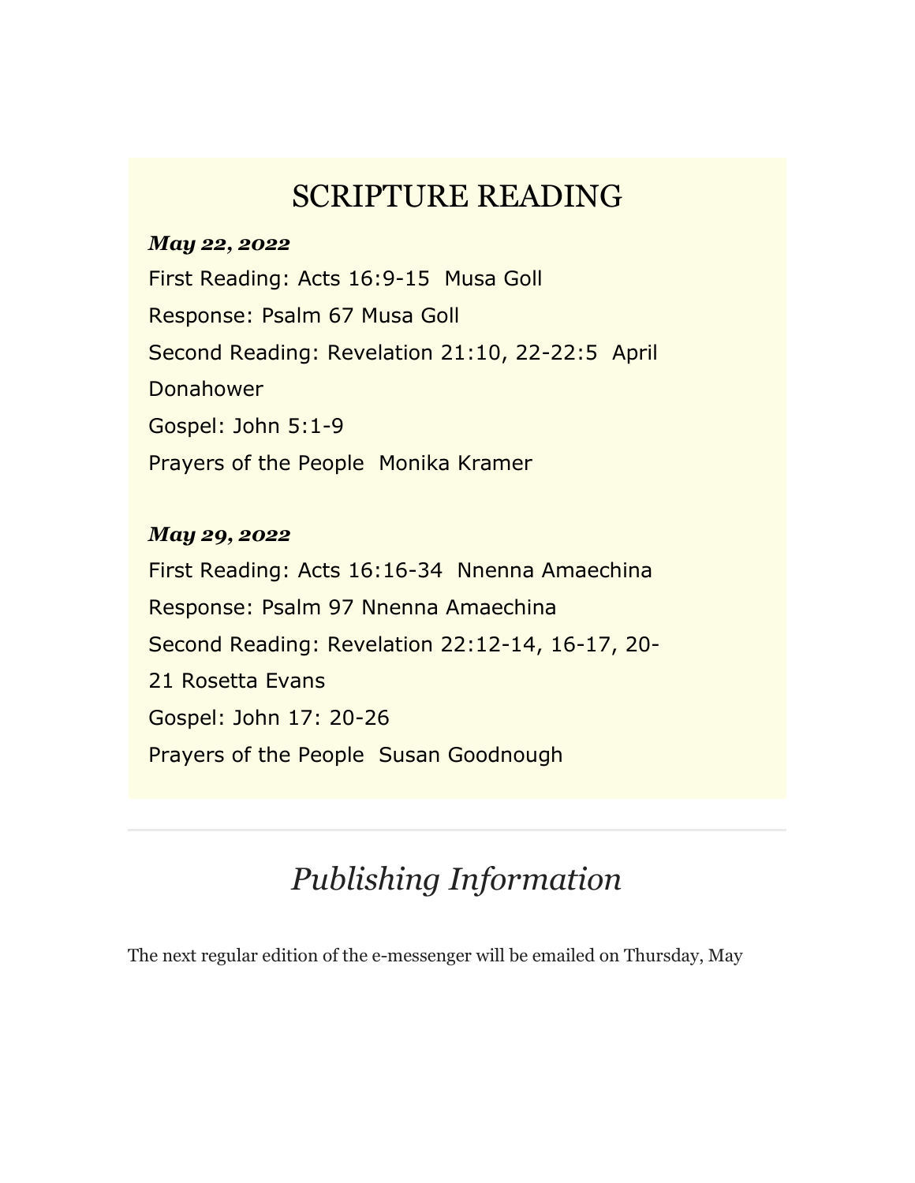# SCRIPTURE READING

***May 22, 2022***

First Reading: Acts 16:9-15  Musa Goll

Response: Psalm 67 Musa Goll

Second Reading: Revelation 21:10, 22-22:5  April Donahower

Gospel: John 5:1-9

Prayers of the People  Monika Kramer

***May 29, 2022***

First Reading: Acts 16:16-34  Nnenna Amaechina

Response: Psalm 97 Nnenna Amaechina

Second Reading: Revelation 22:12-14, 16-17, 20-21 Rosetta Evans

Gospel: John 17: 20-26

Prayers of the People  Susan Goodnough

---

## *Publishing Information*

The next regular edition of the e-messenger will be emailed on Thursday, May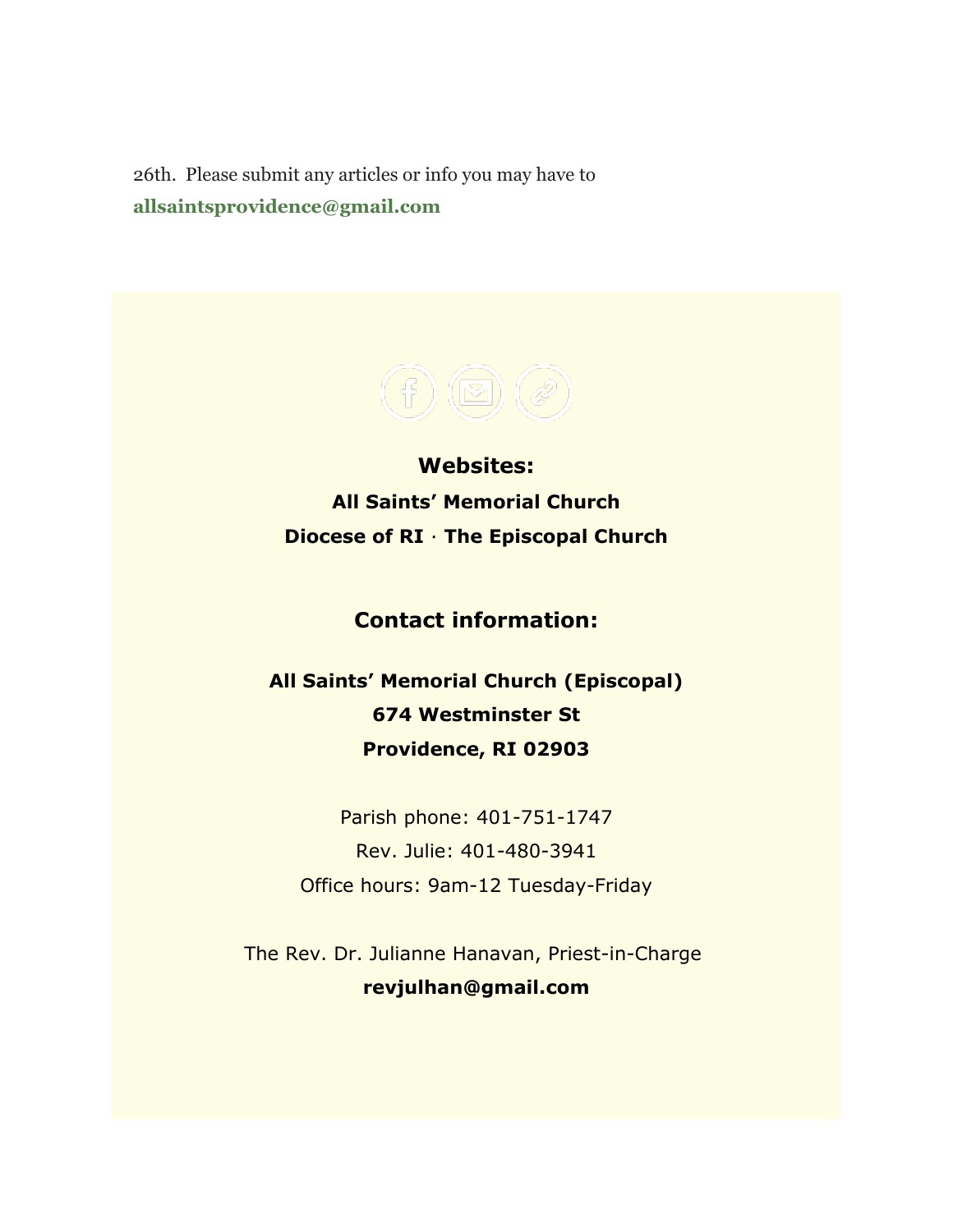26th. Please submit any articles or info you may have to **allsaintsprovidence@gmail.com**

**Websites:**

**All Saints' Memorial Church**

**Diocese of RI** · **The Episcopal Church**

## Contact information:

**All Saints' Memorial Church (Episcopal)**
**674 Westminster St**
**Providence, RI 02903**

Parish phone: 401-751-1747
Rev. Julie: 401-480-3941
Office hours: 9am-12 Tuesday-Friday

The Rev. Dr. Julianne Hanavan, Priest-in-Charge
**revjulhan@gmail.com**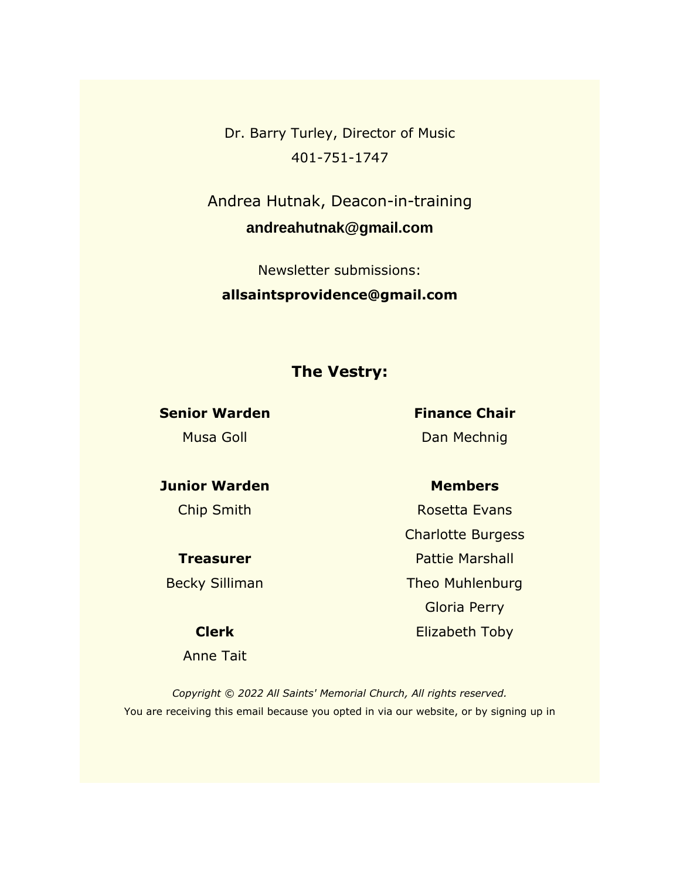Dr. Barry Turley, Director of Music

401-751-1747

Andrea Hutnak, Deacon-in-training

**andreahutnak@gmail.com**

Newsletter submissions:

**allsaintsprovidence@gmail.com**

## The Vestry:

**Senior Warden**

Musa Goll

**Junior Warden**

Chip Smith

**Treasurer**

Becky Silliman

**Clerk**

Anne Tait

**Finance Chair**

Dan Mechnig

**Members**

Rosetta Evans

Charlotte Burgess

Pattie Marshall

Theo Muhlenburg

Gloria Perry

Elizabeth Toby

*Copyright © 2022 All Saints' Memorial Church, All rights reserved.*

You are receiving this email because you opted in via our website, or by signing up in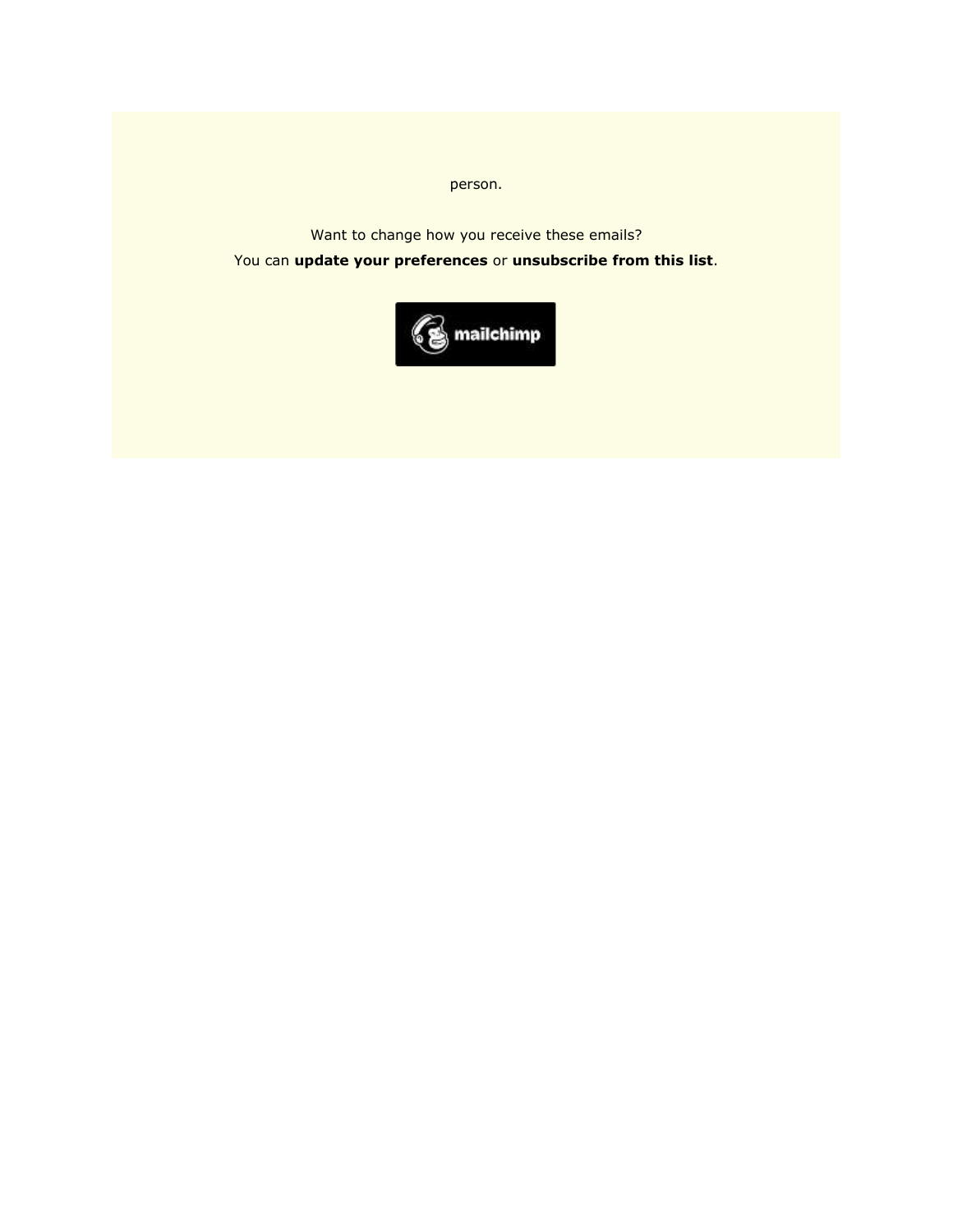person.

Want to change how you receive these emails?
You can **update your preferences** or **unsubscribe from this list**.